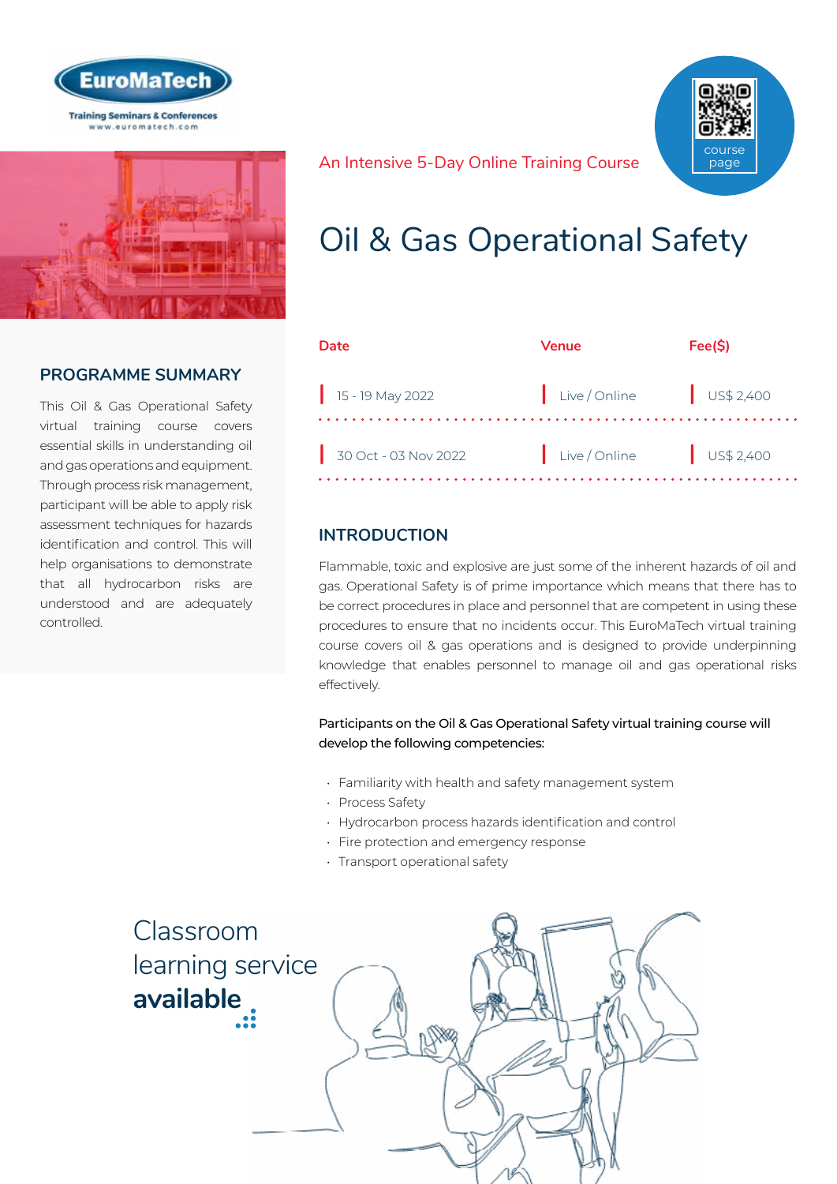An Intensive 5-Day Online Training Course

# Oil & Gas Operational Safety

| Date | Venue | Fee($) |
|---|---|---|
| 15 - 19 May 2022 | Live / Online | US$ 2,400 |
| 30 Oct - 03 Nov 2022 | Live / Online | US$ 2,400 |

## PROGRAMME SUMMARY

This Oil & Gas Operational Safety virtual training course covers essential skills in understanding oil and gas operations and equipment. Through process risk management, participant will be able to apply risk assessment techniques for hazards identification and control. This will help organisations to demonstrate that all hydrocarbon risks are understood and are adequately controlled.

## INTRODUCTION

Flammable, toxic and explosive are just some of the inherent hazards of oil and gas. Operational Safety is of prime importance which means that there has to be correct procedures in place and personnel that are competent in using these procedures to ensure that no incidents occur. This EuroMaTech virtual training course covers oil & gas operations and is designed to provide underpinning knowledge that enables personnel to manage oil and gas operational risks effectively.

Participants on the Oil & Gas Operational Safety virtual training course will develop the following competencies:

- Familiarity with health and safety management system
- Process Safety
- Hydrocarbon process hazards identification and control
- Fire protection and emergency response
- Transport operational safety

Classroom learning service **available**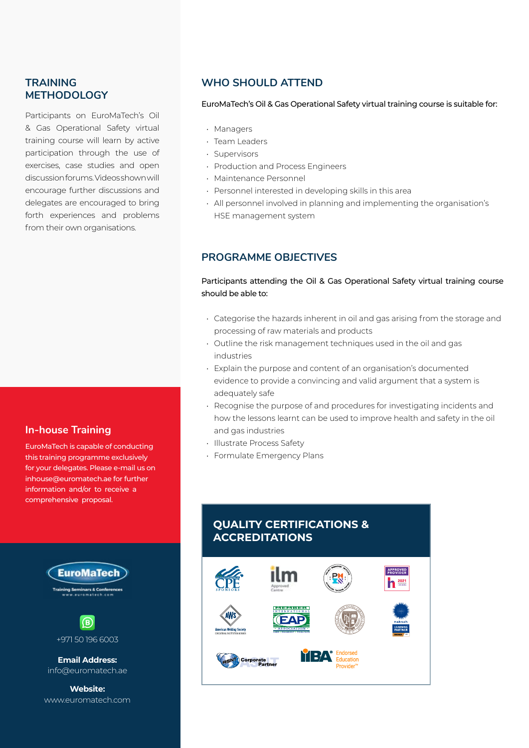## TRAINING METHODOLOGY

Participants on EuroMaTech's Oil & Gas Operational Safety virtual training course will learn by active participation through the use of exercises, case studies and open discussion forums. Videos shown will encourage further discussions and delegates are encouraged to bring forth experiences and problems from their own organisations.

## WHO SHOULD ATTEND

EuroMaTech's Oil & Gas Operational Safety virtual training course is suitable for:

- Managers
- Team Leaders
- Supervisors
- Production and Process Engineers
- Maintenance Personnel
- Personnel interested in developing skills in this area
- All personnel involved in planning and implementing the organisation's HSE management system

## PROGRAMME OBJECTIVES

Participants attending the Oil & Gas Operational Safety virtual training course should be able to:

- Categorise the hazards inherent in oil and gas arising from the storage and processing of raw materials and products
- Outline the risk management techniques used in the oil and gas industries
- Explain the purpose and content of an organisation's documented evidence to provide a convincing and valid argument that a system is adequately safe
- Recognise the purpose of and procedures for investigating incidents and how the lessons learnt can be used to improve health and safety in the oil and gas industries
- Illustrate Process Safety
- Formulate Emergency Plans

## In-house Training

EuroMaTech is capable of conducting this training programme exclusively for your delegates. Please e-mail us on inhouse@euromatech.ae for further information and/or to receive a comprehensive proposal.

## QUALITY CERTIFICATIONS & ACCREDITATIONS

EuroMaTech
Training Seminars & Conferences
www.euromatech.com

+971 50 196 6003

**Email Address:**
info@euromatech.ae

**Website:**
www.euromatech.com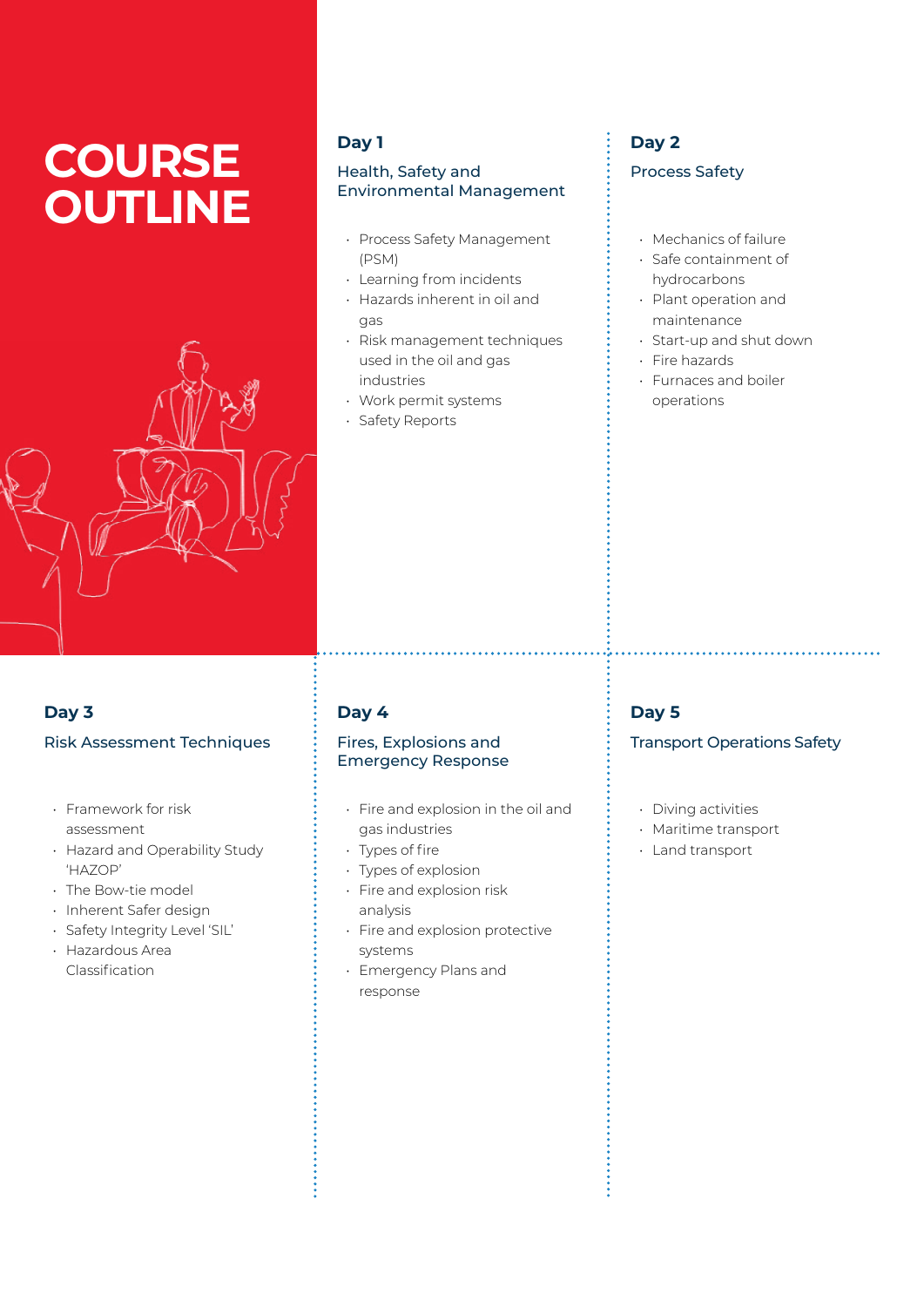# COURSE OUTLINE

## Day 1

### Health, Safety and Environmental Management

- Process Safety Management (PSM)
- Learning from incidents
- Hazards inherent in oil and gas
- Risk management techniques used in the oil and gas industries
- Work permit systems
- Safety Reports

## Day 2

### Process Safety

- Mechanics of failure
- Safe containment of hydrocarbons
- Plant operation and maintenance
- Start-up and shut down
- Fire hazards
- Furnaces and boiler operations

## Day 3

### Risk Assessment Techniques

- Framework for risk assessment
- Hazard and Operability Study 'HAZOP'
- The Bow-tie model
- Inherent Safer design
- Safety Integrity Level 'SIL'
- Hazardous Area Classification

## Day 4

### Fires, Explosions and Emergency Response

- Fire and explosion in the oil and gas industries
- Types of fire
- Types of explosion
- Fire and explosion risk analysis
- Fire and explosion protective systems
- Emergency Plans and response

## Day 5

### Transport Operations Safety

- Diving activities
- Maritime transport
- Land transport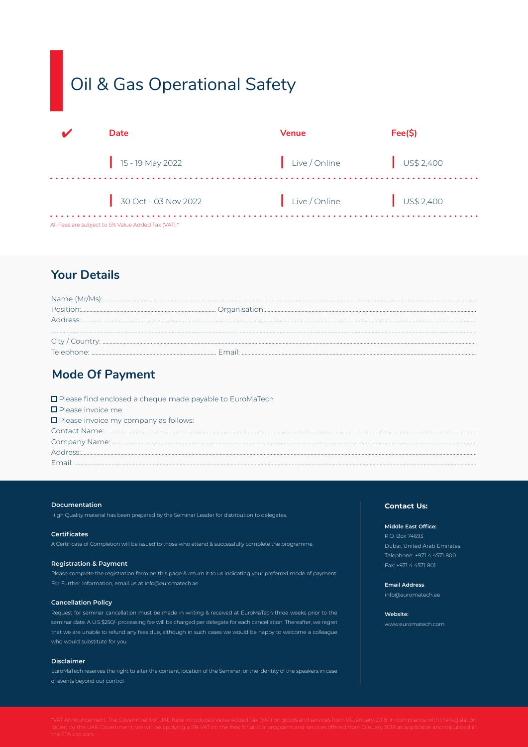# Oil & Gas Operational Safety

| ✔ | Date | Venue | Fee($) |
|---|---|---|---|
| | 15 - 19 May 2022 | Live / Online | US$ 2,400 |
| | 30 Oct - 03 Nov 2022 | Live / Online | US$ 2,400 |

All Fees are subject to 5% Value Added Tax (VAT).*

## Your Details

Name (Mr/Ms):

Position: Organisation:

Address:

City / Country:

Telephone: Email:

## Mode Of Payment

☐ Please find enclosed a cheque made payable to EuroMaTech

☐ Please invoice me

☐ Please invoice my company as follows:

Contact Name:

Company Name:

Address:

Email:

**Documentation**

High Quality material has been prepared by the Seminar Leader for distribution to delegates.

**Certificates**

A Certificate of Completion will be issued to those who attend & successfully complete the programme.

**Registration & Payment**

Please complete the registration form on this page & return it to us indicating your preferred mode of payment. For Further Information, email us at info@euromatech.ae.

**Cancellation Policy**

Request for seminar cancellation must be made in writing & received at EuroMaTech three weeks prior to the seminar date. A U.S.$250/- processing fee will be charged per delegate for each cancellation. Thereafter, we regret that we are unable to refund any fees due, although in such cases we would be happy to welcome a colleague who would substitute for you.

**Disclaimer**

EuroMaTech reserves the right to alter the content, location of the Seminar, or the identity of the speakers in case of events beyond our control.

**Contact Us:**

**Middle East Office:**
P.O. Box 74693
Dubai, United Arab Emirates
Telephone: +971 4 4571 800
Fax: +971 4 4571 801

**Email Address**
info@euromatech.ae

**Website:**
www.euromatech.com

*VAT Announcement: The Government of UAE have introduced Value Added Tax (VAT) on goods and services from 01-January-2018. In compliance with the legislation issued by the UAE Government, we will be applying a 5% VAT on the fees for all our programs and services offered from January 2018 as applicable and stipulated in the FTA circulars.